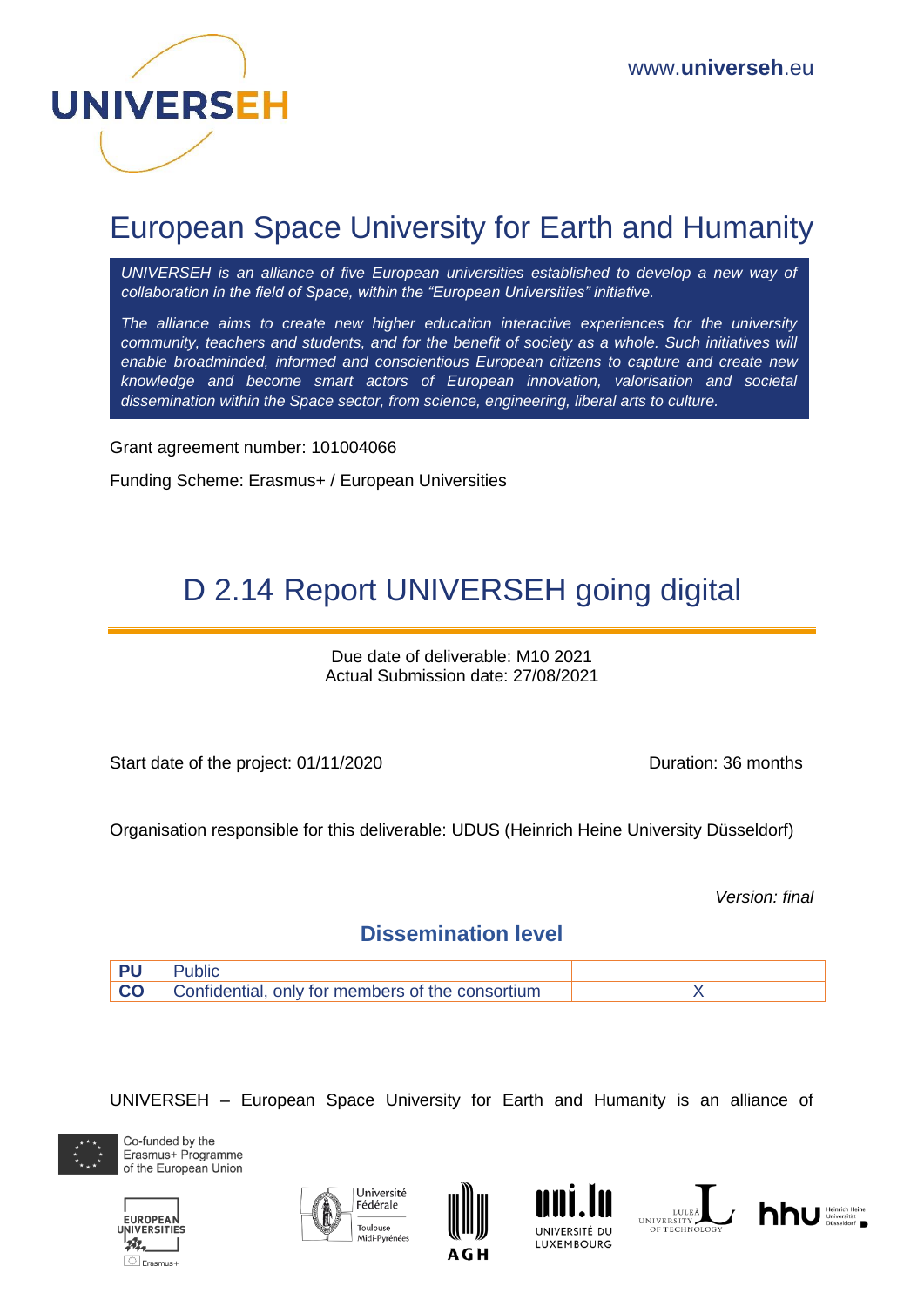www.**universeh**.eu

# European Space University for Earth and Humanity

*UNIVERSEH is an alliance of five European universities established to develop a new way of collaboration in the field of Space, within the "European Universities" initiative.*

*The alliance aims to create new higher education interactive experiences for the university community, teachers and students, and for the benefit of society as a whole. Such initiatives will enable broadminded, informed and conscientious European citizens to capture and create new knowledge and become smart actors of European innovation, valorisation and societal dissemination within the Space sector, from science, engineering, liberal arts to culture.*

Grant agreement number: 101004066

Funding Scheme: Erasmus+ / European Universities

# D 2.14 Report UNIVERSEH going digital

Due date of deliverable: M10 2021
Actual Submission date: 27/08/2021

Start date of the project: 01/11/2020

Duration: 36 months

Organisation responsible for this deliverable: UDUS (Heinrich Heine University Düsseldorf)

*Version: final*

## Dissemination level

| | | |
|---|---|---|
| **PU** | Public | |
| **CO** | Confidential, only for members of the consortium | X |

UNIVERSEH – European Space University for Earth and Humanity is an alliance of

Co-funded by the Erasmus+ Programme of the European Union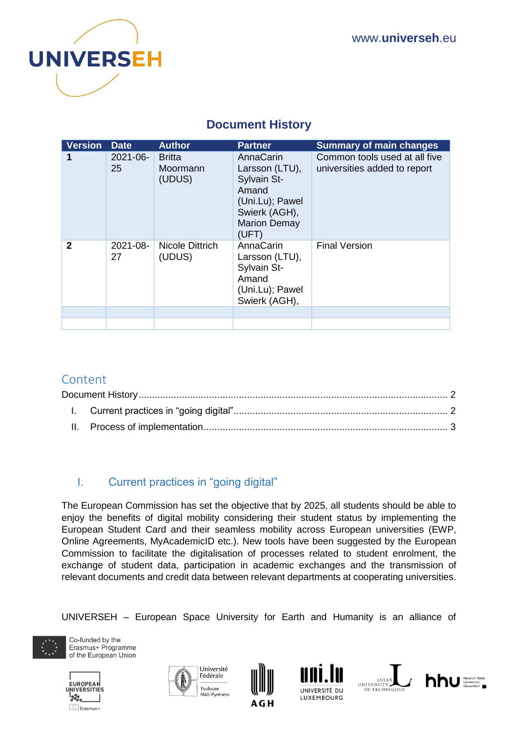## Document History

| Version | Date | Author | Partner | Summary of main changes |
|---|---|---|---|---|
| **1** | 2021-06-25 | Britta Moormann (UDUS) | AnnaCarin Larsson (LTU), Sylvain St-Amand (Uni.Lu); Pawel Swierk (AGH), Marion Demay (UFT) | Common tools used at all five universities added to report |
| **2** | 2021-08-27 | Nicole Dittrich (UDUS) | AnnaCarin Larsson (LTU), Sylvain St-Amand (Uni.Lu); Pawel Swierk (AGH), | Final Version |
| | | | | |
| | | | | |

## Content

Document History .................................................................................................... 2

I. Current practices in “going digital” ........................................................................ 2

II. Process of implementation ..................................................................................... 3

## I. Current practices in “going digital”

The European Commission has set the objective that by 2025, all students should be able to enjoy the benefits of digital mobility considering their student status by implementing the European Student Card and their seamless mobility across European universities (EWP, Online Agreements, MyAcademicID etc.). New tools have been suggested by the European Commission to facilitate the digitalisation of processes related to student enrolment, the exchange of student data, participation in academic exchanges and the transmission of relevant documents and credit data between relevant departments at cooperating universities.

UNIVERSEH – European Space University for Earth and Humanity is an alliance of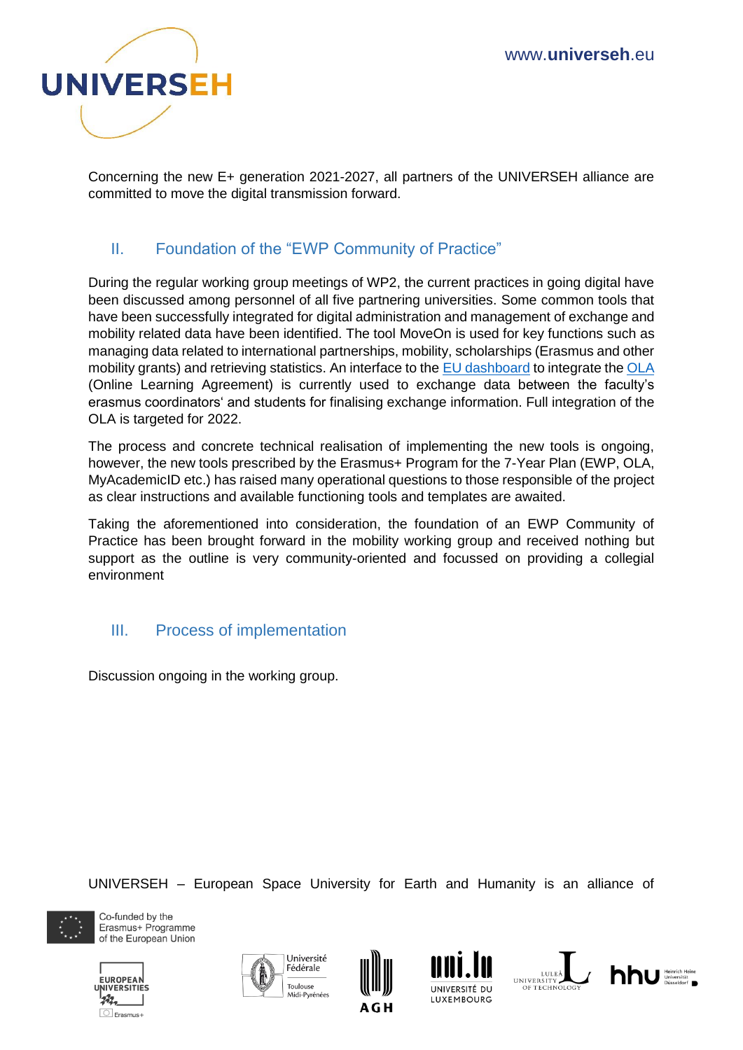Concerning the new E+ generation 2021-2027, all partners of the UNIVERSEH alliance are committed to move the digital transmission forward.

## II. Foundation of the "EWP Community of Practice"

During the regular working group meetings of WP2, the current practices in going digital have been discussed among personnel of all five partnering universities. Some common tools that have been successfully integrated for digital administration and management of exchange and mobility related data have been identified. The tool MoveOn is used for key functions such as managing data related to international partnerships, mobility, scholarships (Erasmus and other mobility grants) and retrieving statistics. An interface to the EU dashboard to integrate the OLA (Online Learning Agreement) is currently used to exchange data between the faculty's erasmus coordinators' and students for finalising exchange information. Full integration of the OLA is targeted for 2022.

The process and concrete technical realisation of implementing the new tools is ongoing, however, the new tools prescribed by the Erasmus+ Program for the 7-Year Plan (EWP, OLA, MyAcademicID etc.) has raised many operational questions to those responsible of the project as clear instructions and available functioning tools and templates are awaited.

Taking the aforementioned into consideration, the foundation of an EWP Community of Practice has been brought forward in the mobility working group and received nothing but support as the outline is very community-oriented and focussed on providing a collegial environment

## III. Process of implementation

Discussion ongoing in the working group.